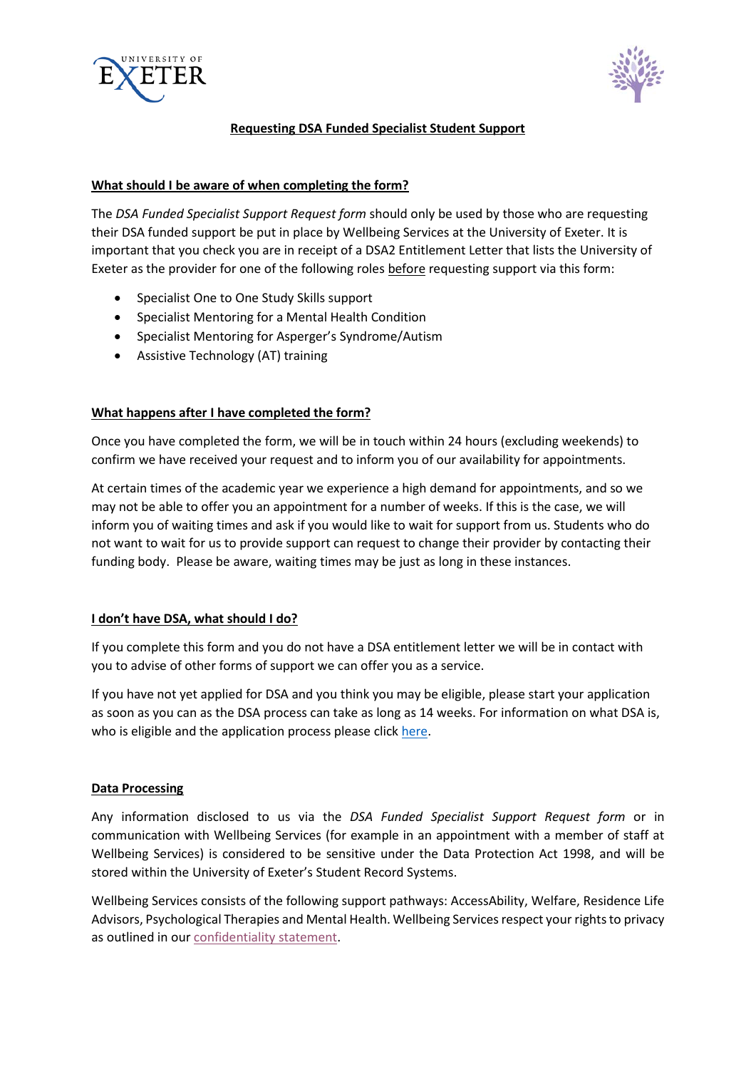# Requesting DSA Funded Specialist Student Support

## What should I be aware of when completing the form?

The *DSA Funded Specialist Support Request form* should only be used by those who are requesting their DSA funded support be put in place by Wellbeing Services at the University of Exeter. It is important that you check you are in receipt of a DSA2 Entitlement Letter that lists the University of Exeter as the provider for one of the following roles before requesting support via this form:

- Specialist One to One Study Skills support
- Specialist Mentoring for a Mental Health Condition
- Specialist Mentoring for Asperger's Syndrome/Autism
- Assistive Technology (AT) training

## What happens after I have completed the form?

Once you have completed the form, we will be in touch within 24 hours (excluding weekends) to confirm we have received your request and to inform you of our availability for appointments.

At certain times of the academic year we experience a high demand for appointments, and so we may not be able to offer you an appointment for a number of weeks. If this is the case, we will inform you of waiting times and ask if you would like to wait for support from us. Students who do not want to wait for us to provide support can request to change their provider by contacting their funding body. Please be aware, waiting times may be just as long in these instances.

## I don't have DSA, what should I do?

If you complete this form and you do not have a DSA entitlement letter we will be in contact with you to advise of other forms of support we can offer you as a service.

If you have not yet applied for DSA and you think you may be eligible, please start your application as soon as you can as the DSA process can take as long as 14 weeks. For information on what DSA is, who is eligible and the application process please click here.

## Data Processing

Any information disclosed to us via the *DSA Funded Specialist Support Request form* or in communication with Wellbeing Services (for example in an appointment with a member of staff at Wellbeing Services) is considered to be sensitive under the Data Protection Act 1998, and will be stored within the University of Exeter's Student Record Systems.

Wellbeing Services consists of the following support pathways: AccessAbility, Welfare, Residence Life Advisors, Psychological Therapies and Mental Health. Wellbeing Services respect your rights to privacy as outlined in our confidentiality statement.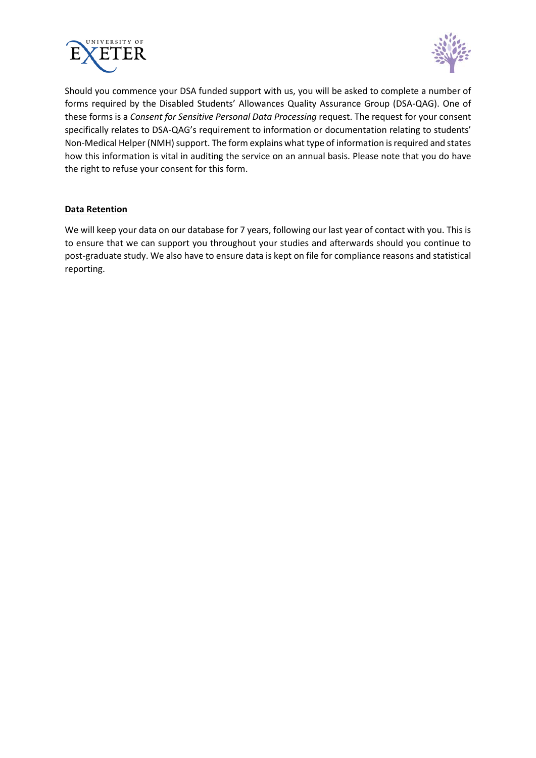Should you commence your DSA funded support with us, you will be asked to complete a number of forms required by the Disabled Students' Allowances Quality Assurance Group (DSA-QAG). One of these forms is a *Consent for Sensitive Personal Data Processing* request. The request for your consent specifically relates to DSA-QAG's requirement to information or documentation relating to students' Non-Medical Helper (NMH) support. The form explains what type of information is required and states how this information is vital in auditing the service on an annual basis. Please note that you do have the right to refuse your consent for this form.

**Data Retention**

We will keep your data on our database for 7 years, following our last year of contact with you. This is to ensure that we can support you throughout your studies and afterwards should you continue to post-graduate study. We also have to ensure data is kept on file for compliance reasons and statistical reporting.